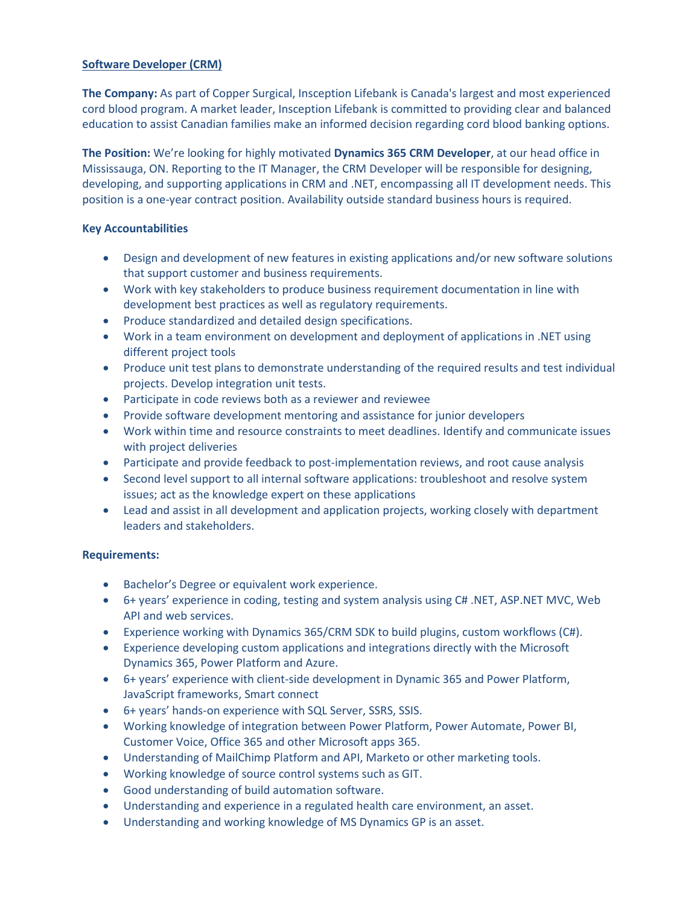## **Software Developer (CRM)**

**The Company:** As part of Copper Surgical, Insception Lifebank is Canada's largest and most experienced cord blood program. A market leader, Insception Lifebank is committed to providing clear and balanced education to assist Canadian families make an informed decision regarding cord blood banking options.

**The Position:** We're looking for highly motivated **Dynamics 365 CRM Developer**, at our head office in Mississauga, ON. Reporting to the IT Manager, the CRM Developer will be responsible for designing, developing, and supporting applications in CRM and .NET, encompassing all IT development needs. This position is a one-year contract position. Availability outside standard business hours is required.

### Key Accountabilities

- Design and development of new features in existing applications and/or new software solutions that support customer and business requirements.
- Work with key stakeholders to produce business requirement documentation in line with development best practices as well as regulatory requirements.
- Produce standardized and detailed design specifications.
- Work in a team environment on development and deployment of applications in .NET using different project tools
- Produce unit test plans to demonstrate understanding of the required results and test individual projects. Develop integration unit tests.
- Participate in code reviews both as a reviewer and reviewee
- Provide software development mentoring and assistance for junior developers
- Work within time and resource constraints to meet deadlines. Identify and communicate issues with project deliveries
- Participate and provide feedback to post-implementation reviews, and root cause analysis
- Second level support to all internal software applications: troubleshoot and resolve system issues; act as the knowledge expert on these applications
- Lead and assist in all development and application projects, working closely with department leaders and stakeholders.

### Requirements:

- Bachelor's Degree or equivalent work experience.
- 6+ years' experience in coding, testing and system analysis using C# .NET, ASP.NET MVC, Web API and web services.
- Experience working with Dynamics 365/CRM SDK to build plugins, custom workflows (C#).
- Experience developing custom applications and integrations directly with the Microsoft Dynamics 365, Power Platform and Azure.
- 6+ years' experience with client-side development in Dynamic 365 and Power Platform, JavaScript frameworks, Smart connect
- 6+ years' hands-on experience with SQL Server, SSRS, SSIS.
- Working knowledge of integration between Power Platform, Power Automate, Power BI, Customer Voice, Office 365 and other Microsoft apps 365.
- Understanding of MailChimp Platform and API, Marketo or other marketing tools.
- Working knowledge of source control systems such as GIT.
- Good understanding of build automation software.
- Understanding and experience in a regulated health care environment, an asset.
- Understanding and working knowledge of MS Dynamics GP is an asset.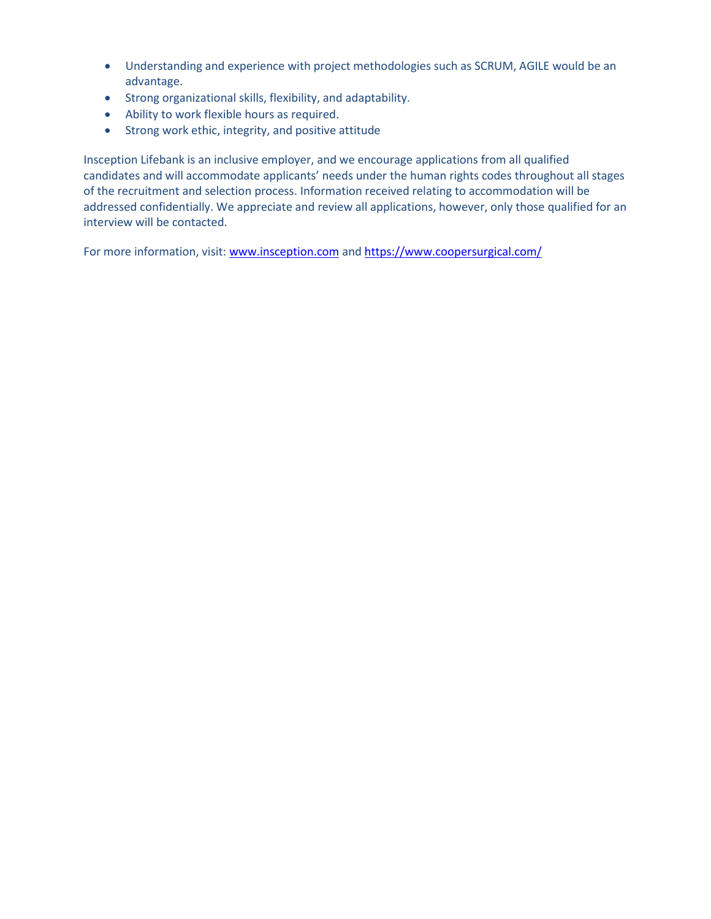- Understanding and experience with project methodologies such as SCRUM, AGILE would be an advantage.
- Strong organizational skills, flexibility, and adaptability.
- Ability to work flexible hours as required.
- Strong work ethic, integrity, and positive attitude

Insception Lifebank is an inclusive employer, and we encourage applications from all qualified candidates and will accommodate applicants' needs under the human rights codes throughout all stages of the recruitment and selection process. Information received relating to accommodation will be addressed confidentially. We appreciate and review all applications, however, only those qualified for an interview will be contacted.

For more information, visit: [www.insception.com](http://www.insception.com) and [https://www.coopersurgical.com/](https://www.coopersurgical.com/)